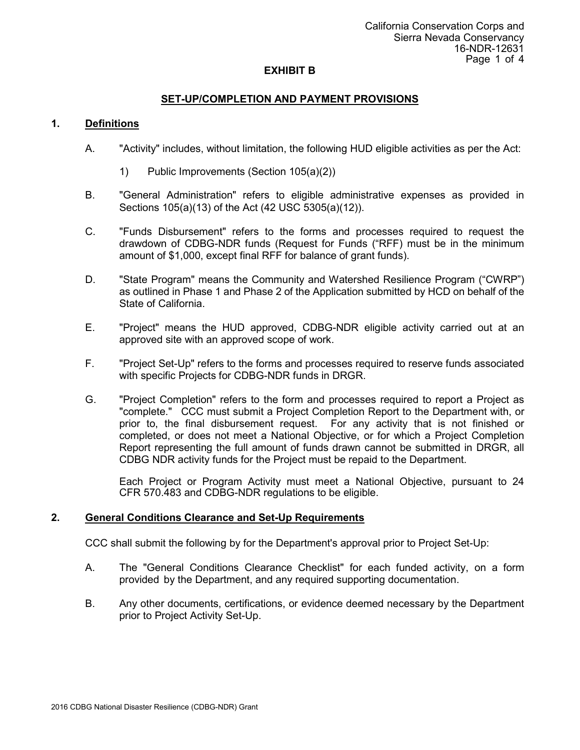# EXHIBIT B

## SET-UP/COMPLETION AND PAYMENT PROVISIONS

### 1. Definitions

A. "Activity" includes, without limitation, the following HUD eligible activities as per the Act:

1) Public Improvements (Section 105(a)(2))

B. "General Administration" refers to eligible administrative expenses as provided in Sections 105(a)(13) of the Act (42 USC 5305(a)(12)).

C. "Funds Disbursement" refers to the forms and processes required to request the drawdown of CDBG-NDR funds (Request for Funds ("RFF) must be in the minimum amount of $1,000, except final RFF for balance of grant funds).

D. "State Program" means the Community and Watershed Resilience Program ("CWRP") as outlined in Phase 1 and Phase 2 of the Application submitted by HCD on behalf of the State of California.

E. "Project" means the HUD approved, CDBG-NDR eligible activity carried out at an approved site with an approved scope of work.

F. "Project Set-Up" refers to the forms and processes required to reserve funds associated with specific Projects for CDBG-NDR funds in DRGR.

G. "Project Completion" refers to the form and processes required to report a Project as "complete." CCC must submit a Project Completion Report to the Department with, or prior to, the final disbursement request. For any activity that is not finished or completed, or does not meet a National Objective, or for which a Project Completion Report representing the full amount of funds drawn cannot be submitted in DRGR, all CDBG NDR activity funds for the Project must be repaid to the Department.

Each Project or Program Activity must meet a National Objective, pursuant to 24 CFR 570.483 and CDBG-NDR regulations to be eligible.

### 2. General Conditions Clearance and Set-Up Requirements

CCC shall submit the following by for the Department's approval prior to Project Set-Up:

A. The "General Conditions Clearance Checklist" for each funded activity, on a form provided by the Department, and any required supporting documentation.

B. Any other documents, certifications, or evidence deemed necessary by the Department prior to Project Activity Set-Up.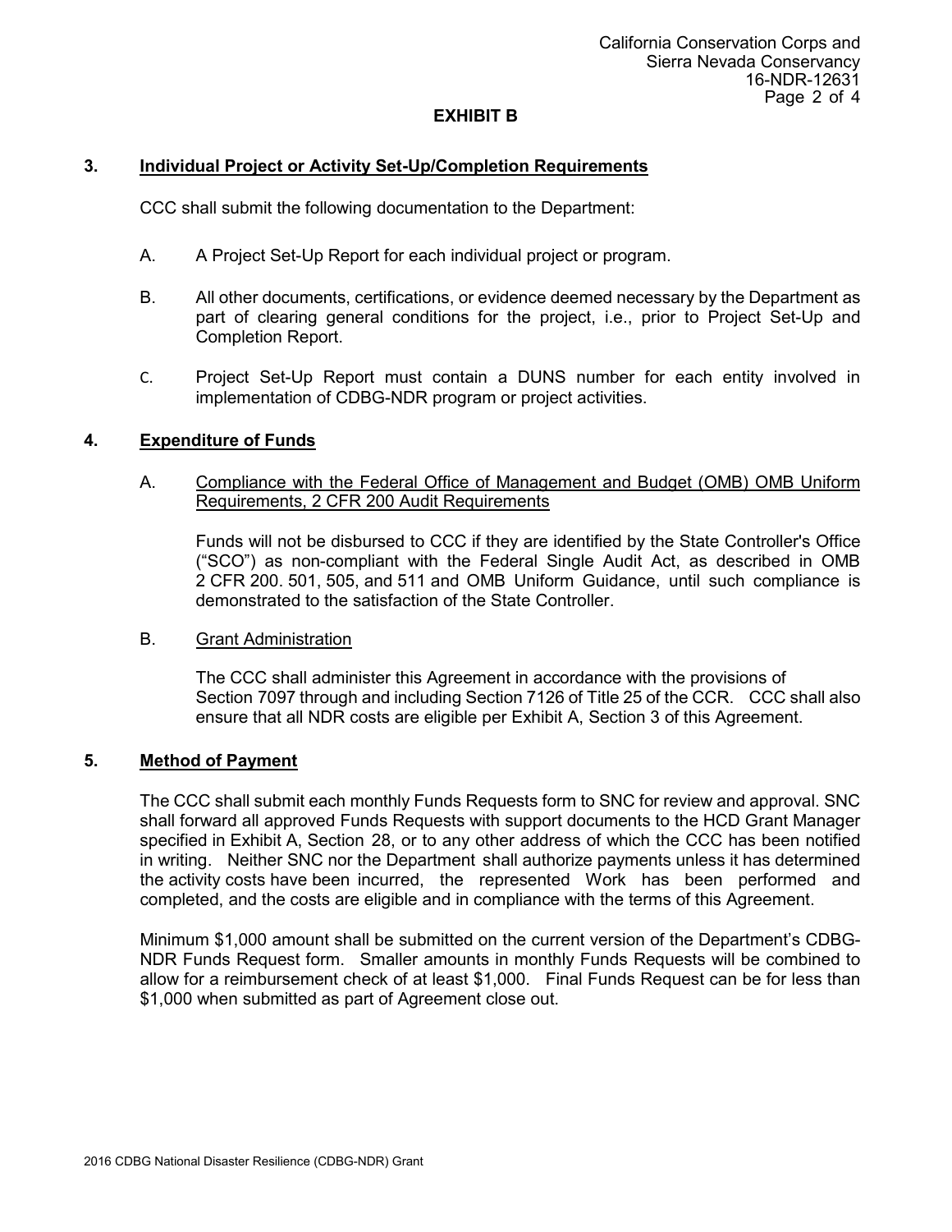## EXHIBIT B

### 3. Individual Project or Activity Set-Up/Completion Requirements

CCC shall submit the following documentation to the Department:

A. A Project Set-Up Report for each individual project or program.

B. All other documents, certifications, or evidence deemed necessary by the Department as part of clearing general conditions for the project, i.e., prior to Project Set-Up and Completion Report.

C. Project Set-Up Report must contain a DUNS number for each entity involved in implementation of CDBG-NDR program or project activities.

### 4. Expenditure of Funds

A. Compliance with the Federal Office of Management and Budget (OMB) OMB Uniform Requirements, 2 CFR 200 Audit Requirements

Funds will not be disbursed to CCC if they are identified by the State Controller's Office ("SCO") as non-compliant with the Federal Single Audit Act, as described in OMB 2 CFR 200. 501, 505, and 511 and OMB Uniform Guidance, until such compliance is demonstrated to the satisfaction of the State Controller.

B. Grant Administration

The CCC shall administer this Agreement in accordance with the provisions of Section 7097 through and including Section 7126 of Title 25 of the CCR. CCC shall also ensure that all NDR costs are eligible per Exhibit A, Section 3 of this Agreement.

### 5. Method of Payment

The CCC shall submit each monthly Funds Requests form to SNC for review and approval. SNC shall forward all approved Funds Requests with support documents to the HCD Grant Manager specified in Exhibit A, Section 28, or to any other address of which the CCC has been notified in writing. Neither SNC nor the Department shall authorize payments unless it has determined the activity costs have been incurred, the represented Work has been performed and completed, and the costs are eligible and in compliance with the terms of this Agreement.

Minimum $1,000 amount shall be submitted on the current version of the Department's CDBG-NDR Funds Request form. Smaller amounts in monthly Funds Requests will be combined to allow for a reimbursement check of at least $1,000. Final Funds Request can be for less than $1,000 when submitted as part of Agreement close out.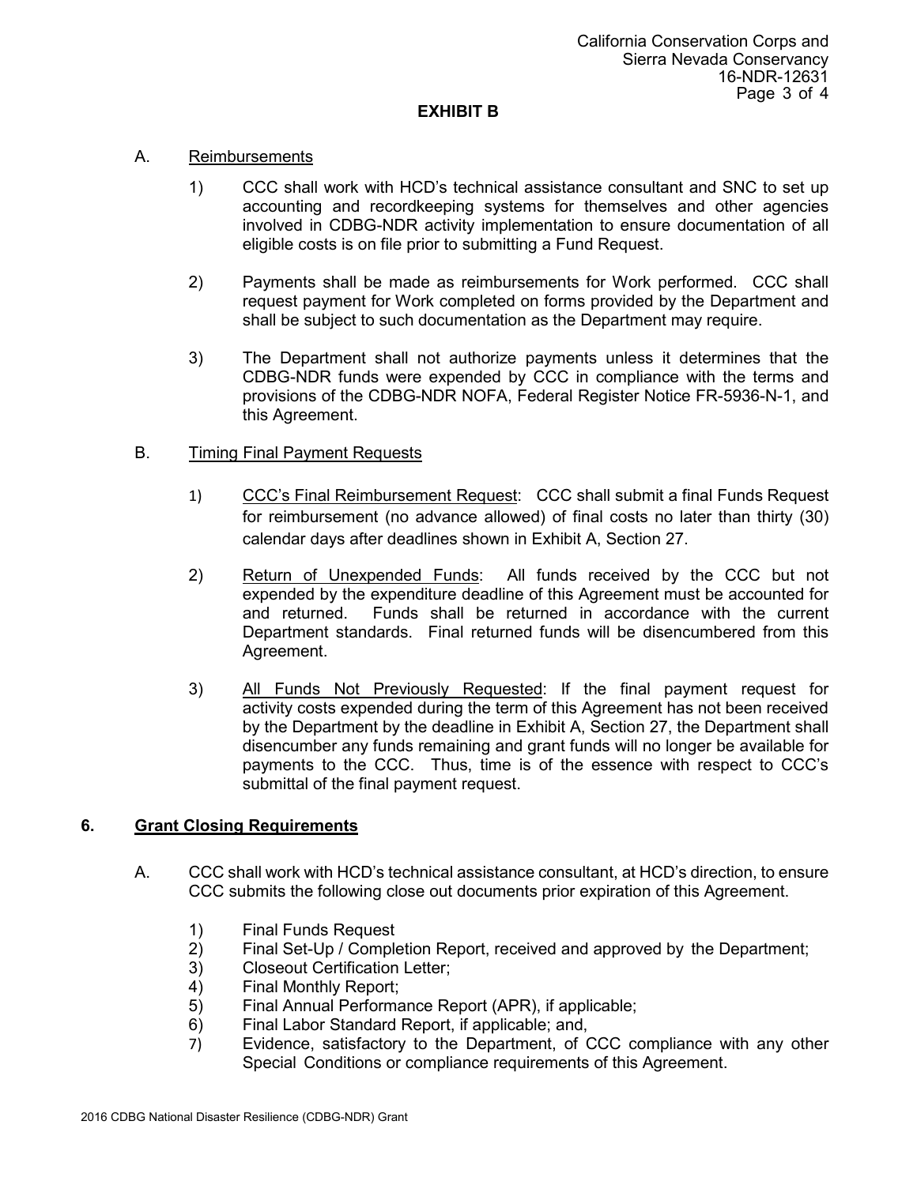## EXHIBIT B

A. Reimbursements

1) CCC shall work with HCD's technical assistance consultant and SNC to set up accounting and recordkeeping systems for themselves and other agencies involved in CDBG-NDR activity implementation to ensure documentation of all eligible costs is on file prior to submitting a Fund Request.

2) Payments shall be made as reimbursements for Work performed. CCC shall request payment for Work completed on forms provided by the Department and shall be subject to such documentation as the Department may require.

3) The Department shall not authorize payments unless it determines that the CDBG-NDR funds were expended by CCC in compliance with the terms and provisions of the CDBG-NDR NOFA, Federal Register Notice FR-5936-N-1, and this Agreement.

B. Timing Final Payment Requests

1) CCC's Final Reimbursement Request: CCC shall submit a final Funds Request for reimbursement (no advance allowed) of final costs no later than thirty (30) calendar days after deadlines shown in Exhibit A, Section 27.

2) Return of Unexpended Funds: All funds received by the CCC but not expended by the expenditure deadline of this Agreement must be accounted for and returned. Funds shall be returned in accordance with the current Department standards. Final returned funds will be disencumbered from this Agreement.

3) All Funds Not Previously Requested: If the final payment request for activity costs expended during the term of this Agreement has not been received by the Department by the deadline in Exhibit A, Section 27, the Department shall disencumber any funds remaining and grant funds will no longer be available for payments to the CCC. Thus, time is of the essence with respect to CCC's submittal of the final payment request.

### 6. Grant Closing Requirements

A. CCC shall work with HCD's technical assistance consultant, at HCD's direction, to ensure CCC submits the following close out documents prior expiration of this Agreement.

1) Final Funds Request
2) Final Set-Up / Completion Report, received and approved by the Department;
3) Closeout Certification Letter;
4) Final Monthly Report;
5) Final Annual Performance Report (APR), if applicable;
6) Final Labor Standard Report, if applicable; and,
7) Evidence, satisfactory to the Department, of CCC compliance with any other Special Conditions or compliance requirements of this Agreement.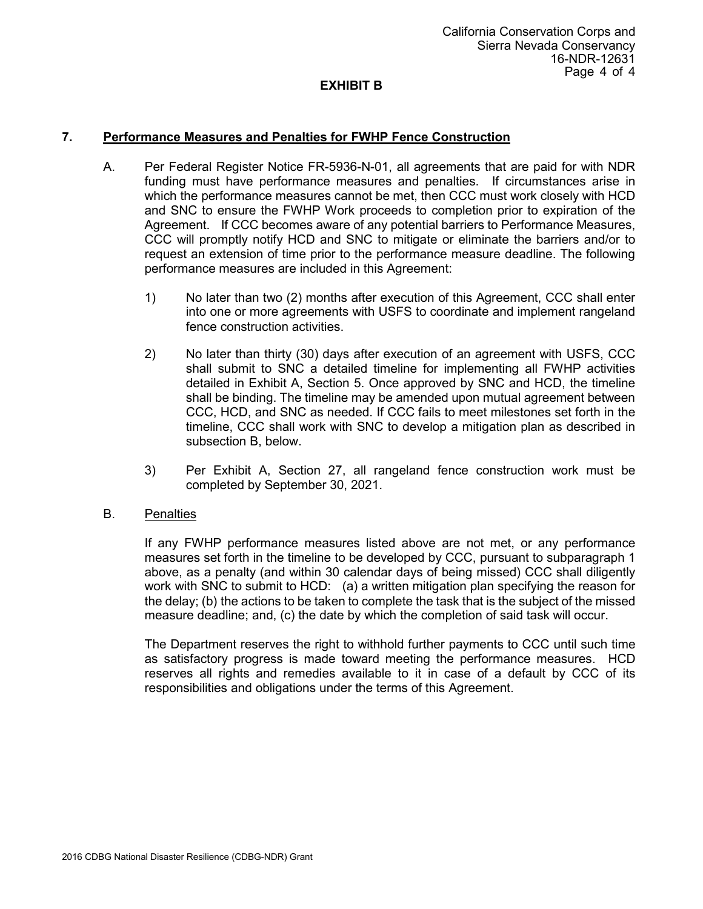# EXHIBIT B

## 7. Performance Measures and Penalties for FWHP Fence Construction

A. Per Federal Register Notice FR-5936-N-01, all agreements that are paid for with NDR funding must have performance measures and penalties. If circumstances arise in which the performance measures cannot be met, then CCC must work closely with HCD and SNC to ensure the FWHP Work proceeds to completion prior to expiration of the Agreement. If CCC becomes aware of any potential barriers to Performance Measures, CCC will promptly notify HCD and SNC to mitigate or eliminate the barriers and/or to request an extension of time prior to the performance measure deadline. The following performance measures are included in this Agreement:

1) No later than two (2) months after execution of this Agreement, CCC shall enter into one or more agreements with USFS to coordinate and implement rangeland fence construction activities.

2) No later than thirty (30) days after execution of an agreement with USFS, CCC shall submit to SNC a detailed timeline for implementing all FWHP activities detailed in Exhibit A, Section 5. Once approved by SNC and HCD, the timeline shall be binding. The timeline may be amended upon mutual agreement between CCC, HCD, and SNC as needed. If CCC fails to meet milestones set forth in the timeline, CCC shall work with SNC to develop a mitigation plan as described in subsection B, below.

3) Per Exhibit A, Section 27, all rangeland fence construction work must be completed by September 30, 2021.

B. Penalties

If any FWHP performance measures listed above are not met, or any performance measures set forth in the timeline to be developed by CCC, pursuant to subparagraph 1 above, as a penalty (and within 30 calendar days of being missed) CCC shall diligently work with SNC to submit to HCD: (a) a written mitigation plan specifying the reason for the delay; (b) the actions to be taken to complete the task that is the subject of the missed measure deadline; and, (c) the date by which the completion of said task will occur.

The Department reserves the right to withhold further payments to CCC until such time as satisfactory progress is made toward meeting the performance measures. HCD reserves all rights and remedies available to it in case of a default by CCC of its responsibilities and obligations under the terms of this Agreement.